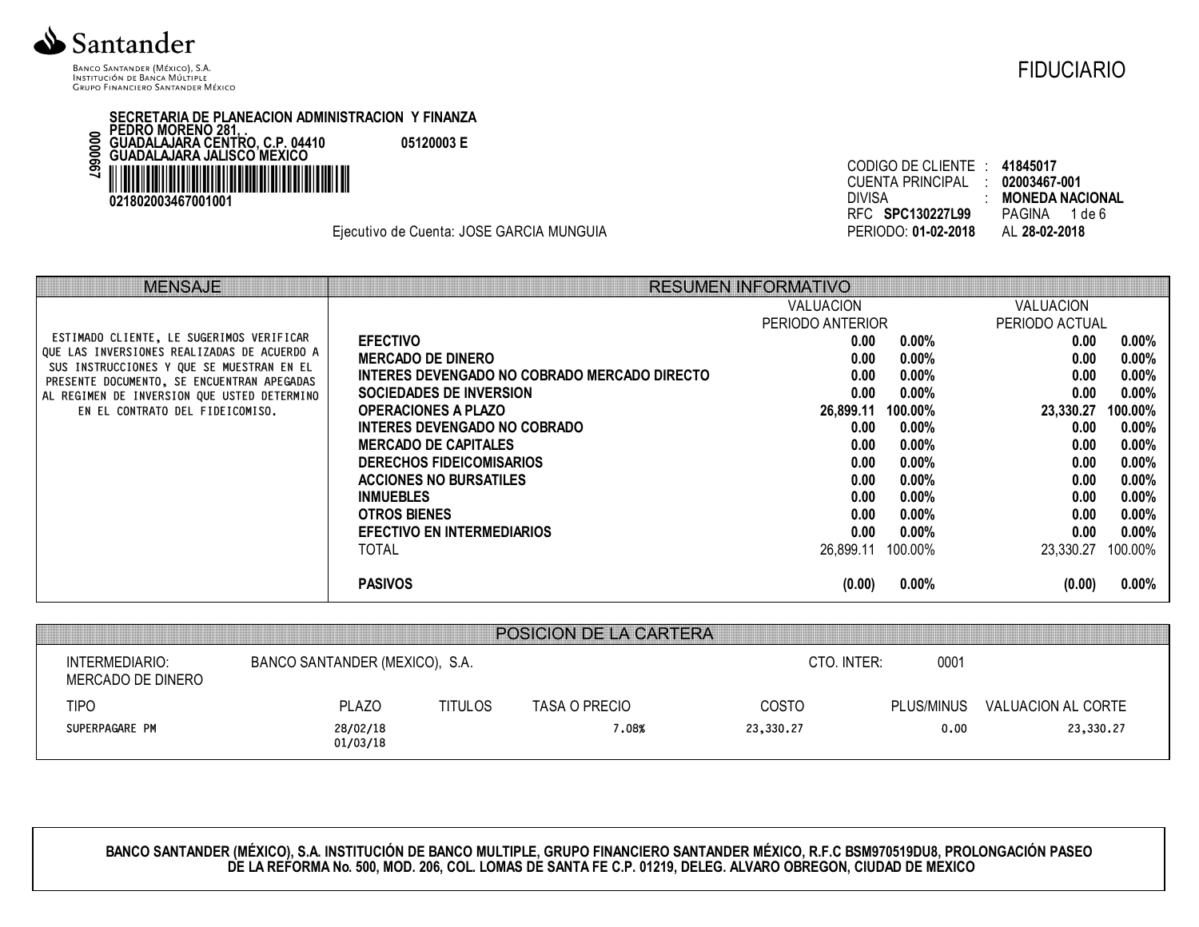**Santander**

BANCO SANTANDER (MÉXICO), S.A.
INSTITUCIÓN DE BANCA MÚLTIPLE
GRUPO FINANCIERO SANTANDER MÉXICO

FIDUCIARIO

**SECRETARIA DE PLANEACION ADMINISTRACION Y FINANZA**
**PEDRO MORENO 281, .**
**GUADALAJARA CENTRO, C.P. 04410** **05120003 E**
**GUADALAJARA JALISCO MÉXICO**

**0990067**

**021802003467001001**

Ejecutivo de Cuenta: JOSE GARCIA MUNGUIA

CODIGO DE CLIENTE : **41845017**
CUENTA PRINCIPAL : **02003467-001**
DIVISA : **MONEDA NACIONAL**
RFC **SPC130227L99** PAGINA 1 de 6
PERIODO: **01-02-2018** AL **28-02-2018**

## MENSAJE

ESTIMADO CLIENTE, LE SUGERIMOS VERIFICAR QUE LAS INVERSIONES REALIZADAS DE ACUERDO A SUS INSTRUCCIONES Y QUE SE MUESTRAN EN EL PRESENTE DOCUMENTO, SE ENCUENTRAN APEGADAS AL REGIMEN DE INVERSION QUE USTED DETERMINO EN EL CONTRATO DEL FIDEICOMISO.

## RESUMEN INFORMATIVO

| | VALUACION PERIODO ANTERIOR | | VALUACION PERIODO ACTUAL | |
|---|---|---|---|---|
| **EFECTIVO** | **0.00** | **0.00%** | **0.00** | **0.00%** |
| **MERCADO DE DINERO** | **0.00** | **0.00%** | **0.00** | **0.00%** |
| **INTERES DEVENGADO NO COBRADO MERCADO DIRECTO** | **0.00** | **0.00%** | **0.00** | **0.00%** |
| **SOCIEDADES DE INVERSION** | **0.00** | **0.00%** | **0.00** | **0.00%** |
| **OPERACIONES A PLAZO** | **26,899.11** | **100.00%** | **23,330.27** | **100.00%** |
| **INTERES DEVENGADO NO COBRADO** | **0.00** | **0.00%** | **0.00** | **0.00%** |
| **MERCADO DE CAPITALES** | **0.00** | **0.00%** | **0.00** | **0.00%** |
| **DERECHOS FIDEICOMISARIOS** | **0.00** | **0.00%** | **0.00** | **0.00%** |
| **ACCIONES NO BURSATILES** | **0.00** | **0.00%** | **0.00** | **0.00%** |
| **INMUEBLES** | **0.00** | **0.00%** | **0.00** | **0.00%** |
| **OTROS BIENES** | **0.00** | **0.00%** | **0.00** | **0.00%** |
| **EFECTIVO EN INTERMEDIARIOS** | **0.00** | **0.00%** | **0.00** | **0.00%** |
| TOTAL | 26,899.11 | 100.00% | 23,330.27 | 100.00% |
| **PASIVOS** | **(0.00)** | **0.00%** | **(0.00)** | **0.00%** |

## POSICION DE LA CARTERA

INTERMEDIARIO: BANCO SANTANDER (MEXICO), S.A. CTO. INTER: 0001
MERCADO DE DINERO

| TIPO | PLAZO | TITULOS | TASA O PRECIO | COSTO | PLUS/MINUS | VALUACION AL CORTE |
|---|---|---|---|---|---|---|
| SUPERPAGARE PM | 28/02/18 01/03/18 | | 7.08% | 23,330.27 | 0.00 | 23,330.27 |

**BANCO SANTANDER (MÉXICO), S.A. INSTITUCIÓN DE BANCO MULTIPLE, GRUPO FINANCIERO SANTANDER MÉXICO, R.F.C BSM970519DU8, PROLONGACIÓN PASEO DE LA REFORMA No. 500, MOD. 206, COL. LOMAS DE SANTA FE C.P. 01219, DELEG. ALVARO OBREGON, CIUDAD DE MEXICO**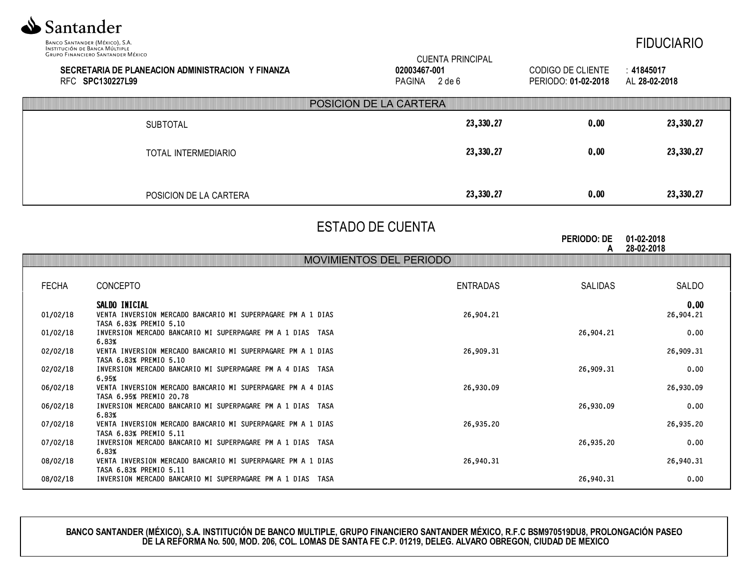FIDUCIARIO

**SECRETARIA DE PLANEACION ADMINISTRACION Y FINANZA**
RFC **SPC130227L99**

CUENTA PRINCIPAL
**02003467-001**

CODIGO DE CLIENTE : **41845017**
PERIODO: **01-02-2018** AL **28-02-2018**

## POSICION DE LA CARTERA

| | | | |
|---|---|---|---|
| SUBTOTAL | **23,330.27** | **0.00** | **23,330.27** |
| TOTAL INTERMEDIARIO | **23,330.27** | **0.00** | **23,330.27** |
| POSICION DE LA CARTERA | **23,330.27** | **0.00** | **23,330.27** |

# ESTADO DE CUENTA

**PERIODO: DE** 01-02-2018
**A** 28-02-2018

## MOVIMIENTOS DEL PERIODO

| FECHA | CONCEPTO | ENTRADAS | SALIDAS | SALDO |
|---|---|---|---|---|
| | **SALDO INICIAL** | | | **0.00** |
| 01/02/18 | VENTA INVERSION MERCADO BANCARIO MI SUPERPAGARE PM A 1 DIAS TASA 6.83% PREMIO 5.10 | 26,904.21 | | 26,904.21 |
| 01/02/18 | INVERSION MERCADO BANCARIO MI SUPERPAGARE PM A 1 DIAS TASA 6.83% | | 26,904.21 | 0.00 |
| 02/02/18 | VENTA INVERSION MERCADO BANCARIO MI SUPERPAGARE PM A 1 DIAS TASA 6.83% PREMIO 5.10 | 26,909.31 | | 26,909.31 |
| 02/02/18 | INVERSION MERCADO BANCARIO MI SUPERPAGARE PM A 4 DIAS TASA 6.95% | | 26,909.31 | 0.00 |
| 06/02/18 | VENTA INVERSION MERCADO BANCARIO MI SUPERPAGARE PM A 4 DIAS TASA 6.95% PREMIO 20.78 | 26,930.09 | | 26,930.09 |
| 06/02/18 | INVERSION MERCADO BANCARIO MI SUPERPAGARE PM A 1 DIAS TASA 6.83% | | 26,930.09 | 0.00 |
| 07/02/18 | VENTA INVERSION MERCADO BANCARIO MI SUPERPAGARE PM A 1 DIAS TASA 6.83% PREMIO 5.11 | 26,935.20 | | 26,935.20 |
| 07/02/18 | INVERSION MERCADO BANCARIO MI SUPERPAGARE PM A 1 DIAS TASA 6.83% | | 26,935.20 | 0.00 |
| 08/02/18 | VENTA INVERSION MERCADO BANCARIO MI SUPERPAGARE PM A 1 DIAS TASA 6.83% PREMIO 5.11 | 26,940.31 | | 26,940.31 |
| 08/02/18 | INVERSION MERCADO BANCARIO MI SUPERPAGARE PM A 1 DIAS TASA | | 26,940.31 | 0.00 |

**BANCO SANTANDER (MÉXICO), S.A. INSTITUCIÓN DE BANCO MULTIPLE, GRUPO FINANCIERO SANTANDER MÉXICO, R.F.C BSM970519DU8, PROLONGACIÓN PASEO DE LA REFORMA No. 500, MOD. 206, COL. LOMAS DE SANTA FE C.P. 01219, DELEG. ALVARO OBREGON, CIUDAD DE MEXICO**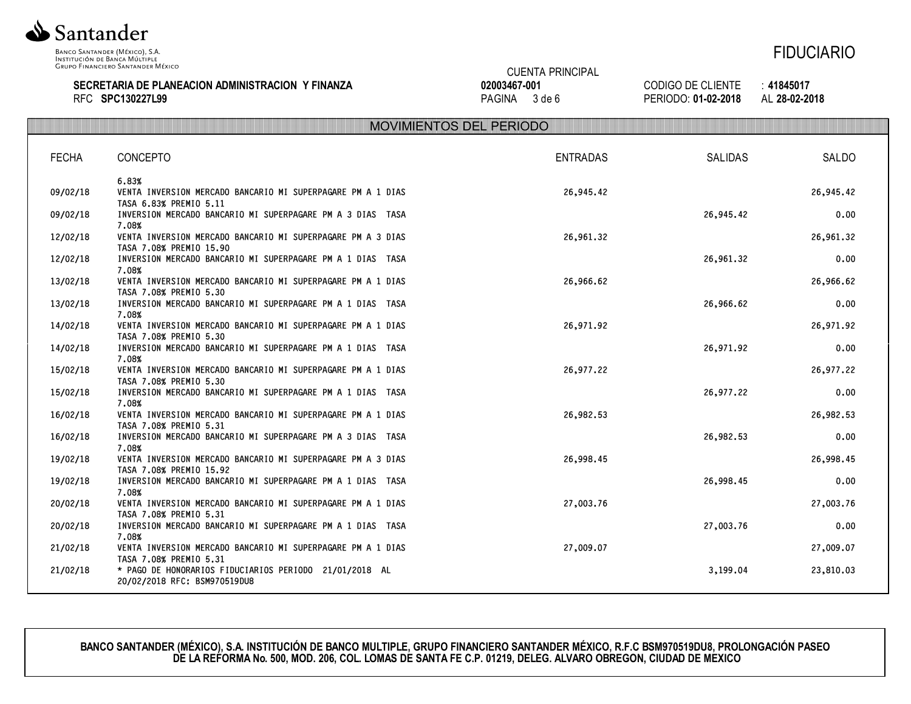Santander

Banco Santander (México), S.A.
Institución de Banca Múltiple
Grupo Financiero Santander México

FIDUCIARIO

**SECRETARIA DE PLANEACION ADMINISTRACION Y FINANZA**
RFC **SPC130227L99**

CUENTA PRINCIPAL
**02003467-001**

CODIGO DE CLIENTE : **41845017**
PERIODO: **01-02-2018** AL **28-02-2018**

## MOVIMIENTOS DEL PERIODO

| FECHA | CONCEPTO | ENTRADAS | SALIDAS | SALDO |
|---|---|---|---|---|
| | 6.83% | | | |
| 09/02/18 | VENTA INVERSION MERCADO BANCARIO MI SUPERPAGARE PM A 1 DIAS TASA 6.83% PREMIO 5.11 | 26,945.42 | | 26,945.42 |
| 09/02/18 | INVERSION MERCADO BANCARIO MI SUPERPAGARE PM A 3 DIAS TASA 7.08% | | 26,945.42 | 0.00 |
| 12/02/18 | VENTA INVERSION MERCADO BANCARIO MI SUPERPAGARE PM A 3 DIAS TASA 7.08% PREMIO 15.90 | 26,961.32 | | 26,961.32 |
| 12/02/18 | INVERSION MERCADO BANCARIO MI SUPERPAGARE PM A 1 DIAS TASA 7.08% | | 26,961.32 | 0.00 |
| 13/02/18 | VENTA INVERSION MERCADO BANCARIO MI SUPERPAGARE PM A 1 DIAS TASA 7.08% PREMIO 5.30 | 26,966.62 | | 26,966.62 |
| 13/02/18 | INVERSION MERCADO BANCARIO MI SUPERPAGARE PM A 1 DIAS TASA 7.08% | | 26,966.62 | 0.00 |
| 14/02/18 | VENTA INVERSION MERCADO BANCARIO MI SUPERPAGARE PM A 1 DIAS TASA 7.08% PREMIO 5.30 | 26,971.92 | | 26,971.92 |
| 14/02/18 | INVERSION MERCADO BANCARIO MI SUPERPAGARE PM A 1 DIAS TASA 7.08% | | 26,971.92 | 0.00 |
| 15/02/18 | VENTA INVERSION MERCADO BANCARIO MI SUPERPAGARE PM A 1 DIAS TASA 7.08% PREMIO 5.30 | 26,977.22 | | 26,977.22 |
| 15/02/18 | INVERSION MERCADO BANCARIO MI SUPERPAGARE PM A 1 DIAS TASA 7.08% | | 26,977.22 | 0.00 |
| 16/02/18 | VENTA INVERSION MERCADO BANCARIO MI SUPERPAGARE PM A 1 DIAS TASA 7.08% PREMIO 5.31 | 26,982.53 | | 26,982.53 |
| 16/02/18 | INVERSION MERCADO BANCARIO MI SUPERPAGARE PM A 3 DIAS TASA 7.08% | | 26,982.53 | 0.00 |
| 19/02/18 | VENTA INVERSION MERCADO BANCARIO MI SUPERPAGARE PM A 3 DIAS TASA 7.08% PREMIO 15.92 | 26,998.45 | | 26,998.45 |
| 19/02/18 | INVERSION MERCADO BANCARIO MI SUPERPAGARE PM A 1 DIAS TASA 7.08% | | 26,998.45 | 0.00 |
| 20/02/18 | VENTA INVERSION MERCADO BANCARIO MI SUPERPAGARE PM A 1 DIAS TASA 7.08% PREMIO 5.31 | 27,003.76 | | 27,003.76 |
| 20/02/18 | INVERSION MERCADO BANCARIO MI SUPERPAGARE PM A 1 DIAS TASA 7.08% | | 27,003.76 | 0.00 |
| 21/02/18 | VENTA INVERSION MERCADO BANCARIO MI SUPERPAGARE PM A 1 DIAS TASA 7.08% PREMIO 5.31 | 27,009.07 | | 27,009.07 |
| 21/02/18 | * PAGO DE HONORARIOS FIDUCIARIOS PERIODO 21/01/2018 AL 20/02/2018 RFC: BSM970519DU8 | | 3,199.04 | 23,810.03 |

**BANCO SANTANDER (MÉXICO), S.A. INSTITUCIÓN DE BANCO MULTIPLE, GRUPO FINANCIERO SANTANDER MÉXICO, R.F.C BSM970519DU8, PROLONGACIÓN PASEO DE LA REFORMA No. 500, MOD. 206, COL. LOMAS DE SANTA FE C.P. 01219, DELEG. ALVARO OBREGON, CIUDAD DE MEXICO**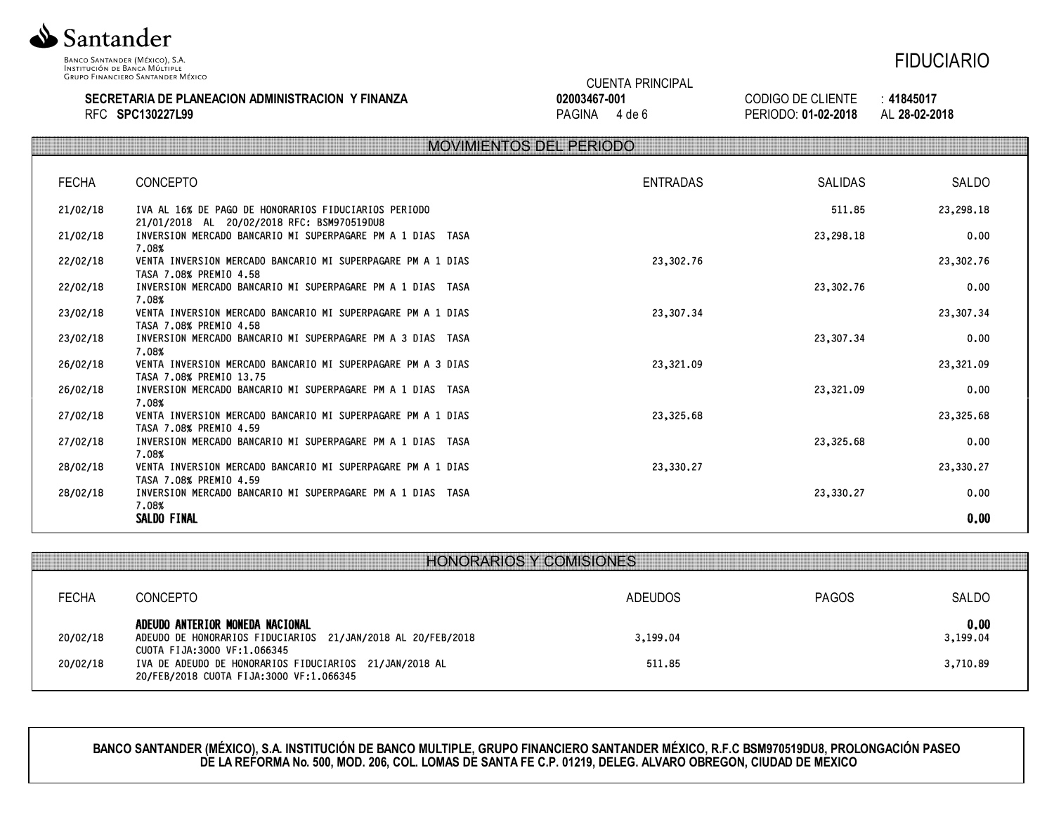Santander

Banco Santander (México), S.A.
Institución de Banca Múltiple
Grupo Financiero Santander México

FIDUCIARIO

**SECRETARIA DE PLANEACION ADMINISTRACION Y FINANZA**
RFC **SPC130227L99**

CUENTA PRINCIPAL
**02003467-001**
PAGINA 4 de 6

CODIGO DE CLIENTE : **41845017**
PERIODO: **01-02-2018** AL **28-02-2018**

## MOVIMIENTOS DEL PERIODO

| FECHA | CONCEPTO | ENTRADAS | SALIDAS | SALDO |
|---|---|---|---|---|
| 21/02/18 | IVA AL 16% DE PAGO DE HONORARIOS FIDUCIARIOS PERIODO 21/01/2018 AL 20/02/2018 RFC: BSM970519DU8 | | 511.85 | 23,298.18 |
| 21/02/18 | INVERSION MERCADO BANCARIO MI SUPERPAGARE PM A 1 DIAS TASA 7.08% | | 23,298.18 | 0.00 |
| 22/02/18 | VENTA INVERSION MERCADO BANCARIO MI SUPERPAGARE PM A 1 DIAS TASA 7.08% PREMIO 4.58 | 23,302.76 | | 23,302.76 |
| 22/02/18 | INVERSION MERCADO BANCARIO MI SUPERPAGARE PM A 1 DIAS TASA 7.08% | | 23,302.76 | 0.00 |
| 23/02/18 | VENTA INVERSION MERCADO BANCARIO MI SUPERPAGARE PM A 1 DIAS TASA 7.08% PREMIO 4.58 | 23,307.34 | | 23,307.34 |
| 23/02/18 | INVERSION MERCADO BANCARIO MI SUPERPAGARE PM A 3 DIAS TASA 7.08% | | 23,307.34 | 0.00 |
| 26/02/18 | VENTA INVERSION MERCADO BANCARIO MI SUPERPAGARE PM A 3 DIAS TASA 7.08% PREMIO 13.75 | 23,321.09 | | 23,321.09 |
| 26/02/18 | INVERSION MERCADO BANCARIO MI SUPERPAGARE PM A 1 DIAS TASA 7.08% | | 23,321.09 | 0.00 |
| 27/02/18 | VENTA INVERSION MERCADO BANCARIO MI SUPERPAGARE PM A 1 DIAS TASA 7.08% PREMIO 4.59 | 23,325.68 | | 23,325.68 |
| 27/02/18 | INVERSION MERCADO BANCARIO MI SUPERPAGARE PM A 1 DIAS TASA 7.08% | | 23,325.68 | 0.00 |
| 28/02/18 | VENTA INVERSION MERCADO BANCARIO MI SUPERPAGARE PM A 1 DIAS TASA 7.08% PREMIO 4.59 | 23,330.27 | | 23,330.27 |
| 28/02/18 | INVERSION MERCADO BANCARIO MI SUPERPAGARE PM A 1 DIAS TASA 7.08% | | 23,330.27 | 0.00 |
| | **SALDO FINAL** | | | **0.00** |

## HONORARIOS Y COMISIONES

| FECHA | CONCEPTO | ADEUDOS | PAGOS | SALDO |
|---|---|---|---|---|
| | **ADEUDO ANTERIOR MONEDA NACIONAL** | | | **0.00** |
| 20/02/18 | ADEUDO DE HONORARIOS FIDUCIARIOS 21/JAN/2018 AL 20/FEB/2018 CUOTA FIJA:3000 VF:1.066345 | 3,199.04 | | 3,199.04 |
| 20/02/18 | IVA DE ADEUDO DE HONORARIOS FIDUCIARIOS 21/JAN/2018 AL 20/FEB/2018 CUOTA FIJA:3000 VF:1.066345 | 511.85 | | 3,710.89 |

**BANCO SANTANDER (MÉXICO), S.A. INSTITUCIÓN DE BANCO MULTIPLE, GRUPO FINANCIERO SANTANDER MÉXICO, R.F.C BSM970519DU8, PROLONGACIÓN PASEO DE LA REFORMA No. 500, MOD. 206, COL. LOMAS DE SANTA FE C.P. 01219, DELEG. ALVARO OBREGON, CIUDAD DE MEXICO**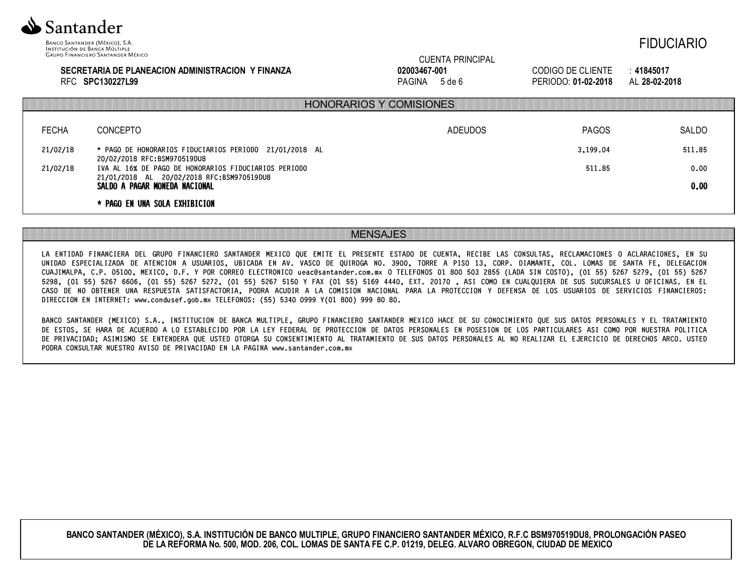**Santander**

Banco Santander (México), S.A.
Institución de Banca Múltiple
Grupo Financiero Santander México

# FIDUCIARIO

**SECRETARIA DE PLANEACION ADMINISTRACION Y FINANZA**
RFC **SPC130227L99**

CUENTA PRINCIPAL
**02003467-001**

CODIGO DE CLIENTE : **41845017**
PERIODO: **01-02-2018** AL **28-02-2018**

## HONORARIOS Y COMISIONES

| FECHA | CONCEPTO | ADEUDOS | PAGOS | SALDO |
|---|---|---|---|---|
| 21/02/18 | * PAGO DE HONORARIOS FIDUCIARIOS PERIODO 21/01/2018 AL 20/02/2018 RFC:BSM970519DU8 | | 3,199.04 | 511.85 |
| 21/02/18 | IVA AL 16% DE PAGO DE HONORARIOS FIDUCIARIOS PERIODO 21/01/2018 AL 20/02/2018 RFC:BSM970519DU8 | | 511.85 | 0.00 |
| | **SALDO A PAGAR MONEDA NACIONAL** | | | **0.00** |

**\* PAGO EN UNA SOLA EXHIBICION**

## MENSAJES

LA ENTIDAD FINANCIERA DEL GRUPO FINANCIERO SANTANDER MEXICO QUE EMITE EL PRESENTE ESTADO DE CUENTA, RECIBE LAS CONSULTAS, RECLAMACIONES O ACLARACIONES, EN SU UNIDAD ESPECIALIZADA DE ATENCION A USUARIOS, UBICADA EN AV. VASCO DE QUIROGA NO. 3900, TORRE A PISO 13, CORP. DIAMANTE, COL. LOMAS DE SANTA FE, DELEGACION CUAJIMALPA, C.P. 05100, MEXICO, D.F. Y POR CORREO ELECTRONICO ueac@santander.com.mx O TELEFONOS 01 800 503 2855 (LADA SIN COSTO), (01 55) 5267 5279, (01 55) 5267 5298, (01 55) 5267 6606, (01 55) 5267 5272, (01 55) 5267 5150 Y FAX (01 55) 5169 4440, EXT. 20170 , ASI COMO EN CUALQUIERA DE SUS SUCURSALES U OFICINAS. EN EL CASO DE NO OBTENER UNA RESPUESTA SATISFACTORIA, PODRA ACUDIR A LA COMISION NACIONAL PARA LA PROTECCION Y DEFENSA DE LOS USUARIOS DE SERVICIOS FINANCIEROS: DIRECCION EN INTERNET: www.condusef.gob.mx TELEFONOS: (55) 5340 0999 Y(01 800) 999 80 80.

BANCO SANTANDER (MEXICO) S.A., INSTITUCION DE BANCA MULTIPLE, GRUPO FINANCIERO SANTANDER MEXICO HACE DE SU CONOCIMIENTO QUE SUS DATOS PERSONALES Y EL TRATAMIENTO DE ESTOS, SE HARA DE ACUERDO A LO ESTABLECIDO POR LA LEY FEDERAL DE PROTECCION DE DATOS PERSONALES EN POSESION DE LOS PARTICULARES ASI COMO POR NUESTRA POLITICA DE PRIVACIDAD; ASIMISMO SE ENTENDERA QUE USTED OTORGA SU CONSENTIMIENTO AL TRATAMIENTO DE SUS DATOS PERSONALES AL NO REALIZAR EL EJERCICIO DE DERECHOS ARCO. USTED PODRA CONSULTAR NUESTRO AVISO DE PRIVACIDAD EN LA PAGINA www.santander.com.mx

**BANCO SANTANDER (MÉXICO), S.A. INSTITUCIÓN DE BANCO MULTIPLE, GRUPO FINANCIERO SANTANDER MÉXICO, R.F.C BSM970519DU8, PROLONGACIÓN PASEO DE LA REFORMA No. 500, MOD. 206, COL. LOMAS DE SANTA FE C.P. 01219, DELEG. ALVARO OBREGON, CIUDAD DE MEXICO**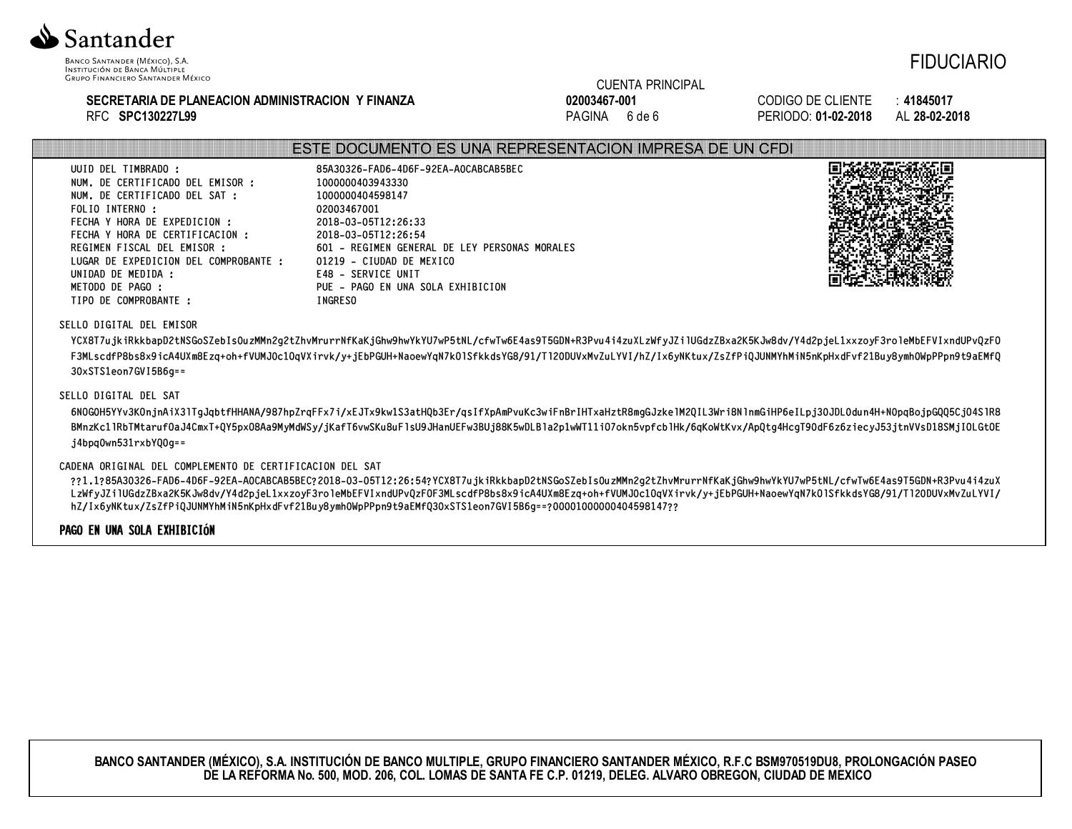**Santander**

BANCO SANTANDER (MÉXICO), S.A.
INSTITUCIÓN DE BANCA MÚLTIPLE
GRUPO FINANCIERO SANTANDER MÉXICO

FIDUCIARIO

**SECRETARIA DE PLANEACION ADMINISTRACION Y FINANZA**
RFC **SPC130227L99**

CUENTA PRINCIPAL
**02003467-001**

CODIGO DE CLIENTE : **41845017**
PERIODO: **01-02-2018** AL **28-02-2018**

## ESTE DOCUMENTO ES UNA REPRESENTACION IMPRESA DE UN CFDI

| | |
|---|---|
| UUID DEL TIMBRADO : | 85A30326-FAD6-4D6F-92EA-A0CABCAB5BEC |
| NUM. DE CERTIFICADO DEL EMISOR : | 1000000403943330 |
| NUM. DE CERTIFICADO DEL SAT : | 1000000404598147 |
| FOLIO INTERNO : | 02003467001 |
| FECHA Y HORA DE EXPEDICION : | 2018-03-05T12:26:33 |
| FECHA Y HORA DE CERTIFICACION : | 2018-03-05T12:26:54 |
| REGIMEN FISCAL DEL EMISOR : | 601 - REGIMEN GENERAL DE LEY PERSONAS MORALES |
| LUGAR DE EXPEDICION DEL COMPROBANTE : | 01219 - CIUDAD DE MEXICO |
| UNIDAD DE MEDIDA : | E48 - SERVICE UNIT |
| METODO DE PAGO : | PUE - PAGO EN UNA SOLA EXHIBICION |
| TIPO DE COMPROBANTE : | INGRESO |

SELLO DIGITAL DEL EMISOR

YCX8T7ujkiRkkbapD2tNSGoSZebIsOuzMMn2g2tZhvMrurrNfKaKjGhw9hwYkYU7wP5tNL/cfwTw6E4as9T5GDN+R3Pvu4i4zuXLzWfyJZi1UGdzZBxa2K5KJw8dv/Y4d2pjeL1xxzoyF3roleMbEFVIxndUPvQzFOF3MLscdfP8bs8x9icA4UXm8Ezq+oh+fVUMJOc1OqVXirvk/y+jEbPGUH+NaoewYqN7kOlSfkkdsYG8/91/Tl2ODUVxMvZuLYVI/hZ/Ix6yNKtux/ZsZfPiQJUNMYhMiN5nKpHxdFvf21Buy8ymhOWpPPpn9t9aEMfQ3OxSTS1eon7GVI5B6g==

SELLO DIGITAL DEL SAT

6NOGOH5YYv3KOnjnAiX31TgJqbtfHHANA/987hpZrqFFx7i/xEJTx9kw1S3atHQb3Er/qsIfXpAmPvuKc3wiFnBrIHTxaHztR8mgGJzkelM2QIL3Wri8NlnmGiHP6eILpj3OJDLOdun4H+NOpqBojpGQQ5CjO4SlR8BMnzKc1lRbTMtarufOaJ4CmxT+QY5pxO8Aa9MyMdWSy/jKafT6vwSKu8uFlsU9JHanUEFw3BUj88K5wDLBla2p1wWT11iO7okn5vpfcblHk/6qKoWtKvx/ApQtg4HcgT9OdF6z6ziecyJ53jtnVVsD18SMjIOLGtOEj4bpqOwn531rxbYQOg==

CADENA ORIGINAL DEL COMPLEMENTO DE CERTIFICACION DEL SAT

??1.1?85A30326-FAD6-4D6F-92EA-A0CABCAB5BEC?2018-03-05T12:26:54?YCX8T7ujkiRkkbapD2tNSGoSZebIsOuzMMn2g2tZhvMrurrNfKaKjGhw9hwYkYU7wP5tNL/cfwTw6E4as9T5GDN+R3Pvu4i4zuXLzWfyJZi1UGdzZBxa2K5KJw8dv/Y4d2pjeL1xxzoyF3roleMbEFVIxndUPvQzFOF3MLscdfP8bs8x9icA4UXm8Ezq+oh+fVUMJOc1OqVXirvk/y+jEbPGUH+NaoewYqN7kOlSfkkdsYG8/91/Tl2ODUVxMvZuLYVI/hZ/Ix6yNKtux/ZsZfPiQJUNMYhMiN5nKpHxdFvf21Buy8ymhOWpPPpn9t9aEMfQ3OxSTS1eon7GVI5B6g==?00001000000404598147??

**PAGO EN UNA SOLA EXHIBICIÓN**

**BANCO SANTANDER (MÉXICO), S.A. INSTITUCIÓN DE BANCO MULTIPLE, GRUPO FINANCIERO SANTANDER MÉXICO, R.F.C BSM970519DU8, PROLONGACIÓN PASEO DE LA REFORMA No. 500, MOD. 206, COL. LOMAS DE SANTA FE C.P. 01219, DELEG. ALVARO OBREGON, CIUDAD DE MEXICO**